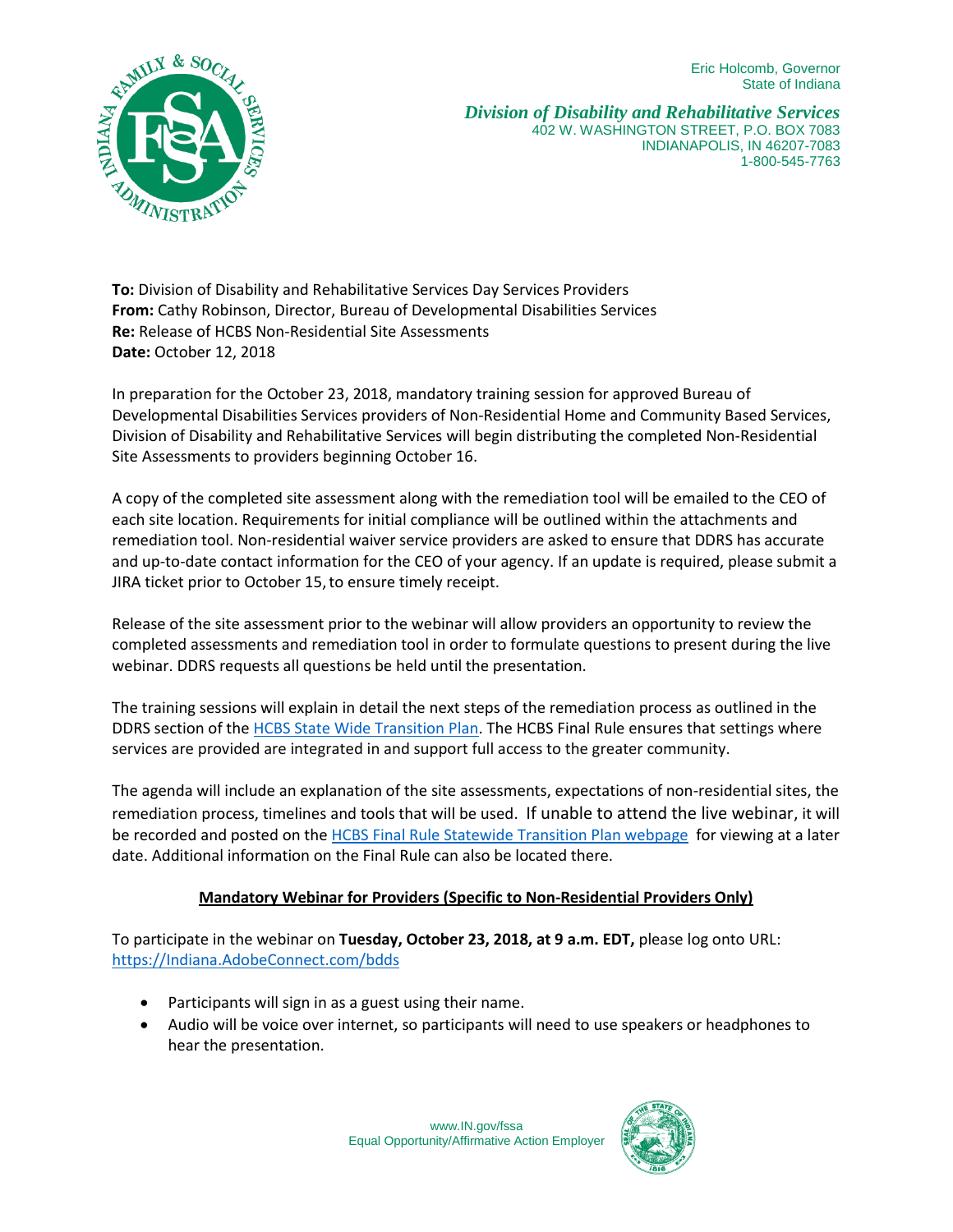Eric Holcomb, Governor
State of Indiana

***Division of Disability and Rehabilitative Services***
402 W. WASHINGTON STREET, P.O. BOX 7083
INDIANAPOLIS, IN 46207-7083
1-800-545-7763

**To:** Division of Disability and Rehabilitative Services Day Services Providers
**From:** Cathy Robinson, Director, Bureau of Developmental Disabilities Services
**Re:** Release of HCBS Non-Residential Site Assessments
**Date:** October 12, 2018

In preparation for the October 23, 2018, mandatory training session for approved Bureau of Developmental Disabilities Services providers of Non-Residential Home and Community Based Services, Division of Disability and Rehabilitative Services will begin distributing the completed Non-Residential Site Assessments to providers beginning October 16.

A copy of the completed site assessment along with the remediation tool will be emailed to the CEO of each site location. Requirements for initial compliance will be outlined within the attachments and remediation tool. Non-residential waiver service providers are asked to ensure that DDRS has accurate and up-to-date contact information for the CEO of your agency. If an update is required, please submit a JIRA ticket prior to October 15, to ensure timely receipt.

Release of the site assessment prior to the webinar will allow providers an opportunity to review the completed assessments and remediation tool in order to formulate questions to present during the live webinar. DDRS requests all questions be held until the presentation.

The training sessions will explain in detail the next steps of the remediation process as outlined in the DDRS section of the HCBS State Wide Transition Plan. The HCBS Final Rule ensures that settings where services are provided are integrated in and support full access to the greater community.

The agenda will include an explanation of the site assessments, expectations of non-residential sites, the remediation process, timelines and tools that will be used. If unable to attend the live webinar, it will be recorded and posted on the HCBS Final Rule Statewide Transition Plan webpage for viewing at a later date. Additional information on the Final Rule can also be located there.

**Mandatory Webinar for Providers (Specific to Non-Residential Providers Only)**

To participate in the webinar on **Tuesday, October 23, 2018, at 9 a.m. EDT,** please log onto URL: https://Indiana.AdobeConnect.com/bdds

- Participants will sign in as a guest using their name.
- Audio will be voice over internet, so participants will need to use speakers or headphones to hear the presentation.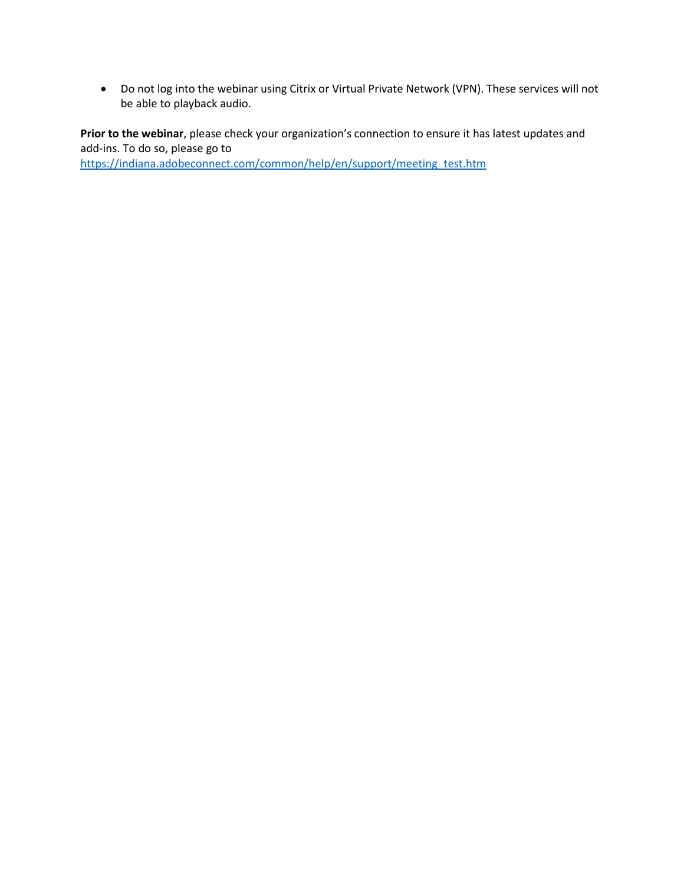- Do not log into the webinar using Citrix or Virtual Private Network (VPN). These services will not be able to playback audio.

**Prior to the webinar**, please check your organization's connection to ensure it has latest updates and add-ins. To do so, please go to https://indiana.adobeconnect.com/common/help/en/support/meeting_test.htm